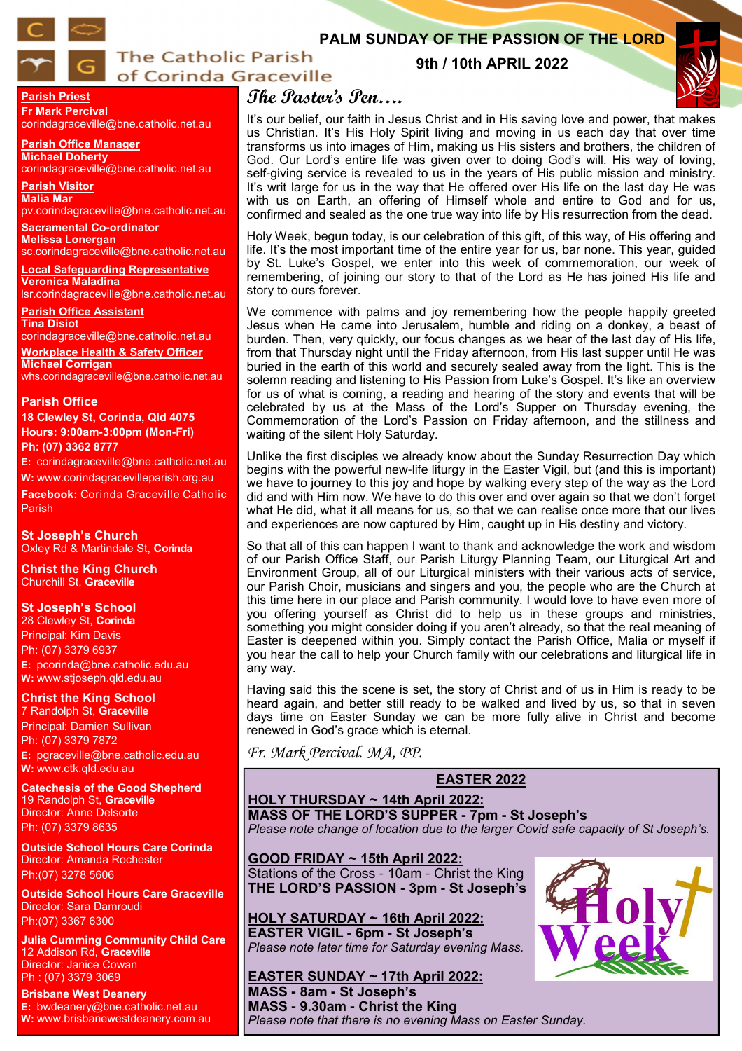# The Catholic Parish of Corinda Graceville

## PALM SUNDAY OF THE PASSION OF THE LORD

**9th / 10th APRIL 2022**

**Parish Priest**
**Fr Mark Percival**
corindagraceville@bne.catholic.net.au

**Parish Office Manager**
**Michael Doherty**
corindagraceville@bne.catholic.net.au

**Parish Visitor**
**Malia Mar**
pv.corindagraceville@bne.catholic.net.au

**Sacramental Co-ordinator**
**Melissa Lonergan**
sc.corindagraceville@bne.catholic.net.au

**Local Safeguarding Representative**
**Veronica Maladina**
lsr.corindagraceville@bne.catholic.net.au

**Parish Office Assistant**
**Tina Disiot**
corindagraceville@bne.catholic.net.au

**Workplace Health & Safety Officer**
**Michael Corrigan**
whs.corindagraceville@bne.catholic.net.au

**Parish Office**
**18 Clewley St, Corinda, Qld 4075**
**Hours: 9:00am-3:00pm (Mon-Fri)**
**Ph: (07) 3362 8777**
**E:** corindagraceville@bne.catholic.net.au
**W:** www.corindagracevilleparish.org.au
**Facebook:** Corinda Graceville Catholic Parish

**St Joseph's Church**
Oxley Rd & Martindale St, **Corinda**

**Christ the King Church**
Churchill St, **Graceville**

**St Joseph's School**
28 Clewley St, **Corinda**
Principal: Kim Davis
Ph: (07) 3379 6937
**E:** pcorinda@bne.catholic.edu.au
**W:** www.stjoseph.qld.edu.au

**Christ the King School**
7 Randolph St, **Graceville**
Principal: Damien Sullivan
Ph: (07) 3379 7872
**E:** pgraceville@bne.catholic.edu.au
**W:** www.ctk.qld.edu.au

**Catechesis of the Good Shepherd**
19 Randolph St, **Graceville**
Director: Anne Delsorte
Ph: (07) 3379 8635

**Outside School Hours Care Corinda**
Director: Amanda Rochester
Ph:(07) 3278 5606

**Outside School Hours Care Graceville**
Director: Sara Damroudi
Ph:(07) 3367 6300

**Julia Cumming Community Child Care**
12 Addison Rd, **Graceville**
Director: Janice Cowan
Ph : (07) 3379 3069

**Brisbane West Deanery**
**E:** bwdeanery@bne.catholic.net.au
**W:** www.brisbanewestdeanery.com.au

## *The Pastor's Pen….*

It's our belief, our faith in Jesus Christ and in His saving love and power, that makes us Christian. It's His Holy Spirit living and moving in us each day that over time transforms us into images of Him, making us His sisters and brothers, the children of God. Our Lord's entire life was given over to doing God's will. His way of loving, self-giving service is revealed to us in the years of His public mission and ministry. It's writ large for us in the way that He offered over His life on the last day He was with us on Earth, an offering of Himself whole and entire to God and for us, confirmed and sealed as the one true way into life by His resurrection from the dead.

Holy Week, begun today, is our celebration of this gift, of this way, of His offering and life. It's the most important time of the entire year for us, bar none. This year, guided by St. Luke's Gospel, we enter into this week of commemoration, our week of remembering, of joining our story to that of the Lord as He has joined His life and story to ours forever.

We commence with palms and joy remembering how the people happily greeted Jesus when He came into Jerusalem, humble and riding on a donkey, a beast of burden. Then, very quickly, our focus changes as we hear of the last day of His life, from that Thursday night until the Friday afternoon, from His last supper until He was buried in the earth of this world and securely sealed away from the light. This is the solemn reading and listening to His Passion from Luke's Gospel. It's like an overview for us of what is coming, a reading and hearing of the story and events that will be celebrated by us at the Mass of the Lord's Supper on Thursday evening, the Commemoration of the Lord's Passion on Friday afternoon, and the stillness and waiting of the silent Holy Saturday.

Unlike the first disciples we already know about the Sunday Resurrection Day which begins with the powerful new-life liturgy in the Easter Vigil, but (and this is important) we have to journey to this joy and hope by walking every step of the way as the Lord did and with Him now. We have to do this over and over again so that we don't forget what He did, what it all means for us, so that we can realise once more that our lives and experiences are now captured by Him, caught up in His destiny and victory.

So that all of this can happen I want to thank and acknowledge the work and wisdom of our Parish Office Staff, our Parish Liturgy Planning Team, our Liturgical Art and Environment Group, all of our Liturgical ministers with their various acts of service, our Parish Choir, musicians and singers and you, the people who are the Church at this time here in our place and Parish community. I would love to have even more of you offering yourself as Christ did to help us in these groups and ministries, something you might consider doing if you aren't already, so that the real meaning of Easter is deepened within you. Simply contact the Parish Office, Malia or myself if you hear the call to help your Church family with our celebrations and liturgical life in any way.

Having said this the scene is set, the story of Christ and of us in Him is ready to be heard again, and better still ready to be walked and lived by us, so that in seven days time on Easter Sunday we can be more fully alive in Christ and become renewed in God's grace which is eternal.

*Fr. Mark Percival. MA, PP.*

## EASTER 2022

**HOLY THURSDAY ~ 14th April 2022:**
**MASS OF THE LORD'S SUPPER - 7pm - St Joseph's**
*Please note change of location due to the larger Covid safe capacity of St Joseph's.*

**GOOD FRIDAY ~ 15th April 2022:**
Stations of the Cross - 10am - Christ the King
**THE LORD'S PASSION - 3pm - St Joseph's**

**HOLY SATURDAY ~ 16th April 2022:**
**EASTER VIGIL - 6pm - St Joseph's**
*Please note later time for Saturday evening Mass.*

**EASTER SUNDAY ~ 17th April 2022:**
**MASS - 8am - St Joseph's**
**MASS - 9.30am - Christ the King**
*Please note that there is no evening Mass on Easter Sunday.*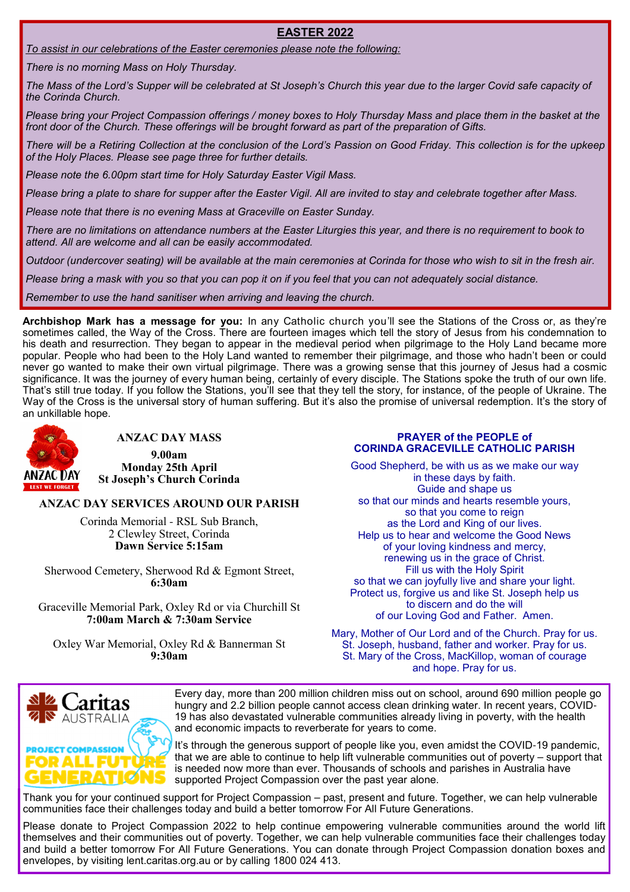## EASTER 2022

*To assist in our celebrations of the Easter ceremonies please note the following:*

*There is no morning Mass on Holy Thursday.*

*The Mass of the Lord's Supper will be celebrated at St Joseph's Church this year due to the larger Covid safe capacity of the Corinda Church.*

*Please bring your Project Compassion offerings / money boxes to Holy Thursday Mass and place them in the basket at the front door of the Church. These offerings will be brought forward as part of the preparation of Gifts.*

*There will be a Retiring Collection at the conclusion of the Lord's Passion on Good Friday. This collection is for the upkeep of the Holy Places. Please see page three for further details.*

*Please note the 6.00pm start time for Holy Saturday Easter Vigil Mass.*

*Please bring a plate to share for supper after the Easter Vigil. All are invited to stay and celebrate together after Mass.*

*Please note that there is no evening Mass at Graceville on Easter Sunday.*

*There are no limitations on attendance numbers at the Easter Liturgies this year, and there is no requirement to book to attend. All are welcome and all can be easily accommodated.*

*Outdoor (undercover seating) will be available at the main ceremonies at Corinda for those who wish to sit in the fresh air.*

*Please bring a mask with you so that you can pop it on if you feel that you can not adequately social distance.*

*Remember to use the hand sanitiser when arriving and leaving the church.*

**Archbishop Mark has a message for you:** In any Catholic church you'll see the Stations of the Cross or, as they're sometimes called, the Way of the Cross. There are fourteen images which tell the story of Jesus from his condemnation to his death and resurrection. They began to appear in the medieval period when pilgrimage to the Holy Land became more popular. People who had been to the Holy Land wanted to remember their pilgrimage, and those who hadn't been or could never go wanted to make their own virtual pilgrimage. There was a growing sense that this journey of Jesus had a cosmic significance. It was the journey of every human being, certainly of every disciple. The Stations spoke the truth of our own life. That's still true today. If you follow the Stations, you'll see that they tell the story, for instance, of the people of Ukraine. The Way of the Cross is the universal story of human suffering. But it's also the promise of universal redemption. It's the story of an unkillable hope.

ANZAC DAY
LEST WE FORGET

### ANZAC DAY MASS

**9.00am**
**Monday 25th April**
**St Joseph's Church Corinda**

### ANZAC DAY SERVICES AROUND OUR PARISH

Corinda Memorial - RSL Sub Branch,
2 Clewley Street, Corinda
**Dawn Service 5:15am**

Sherwood Cemetery, Sherwood Rd & Egmont Street,
**6:30am**

Graceville Memorial Park, Oxley Rd or via Churchill St
**7:00am March & 7:30am Service**

Oxley War Memorial, Oxley Rd & Bannerman St
**9:30am**

### PRAYER of the PEOPLE of CORINDA GRACEVILLE CATHOLIC PARISH

Good Shepherd, be with us as we make our way
in these days by faith.
Guide and shape us
so that our minds and hearts resemble yours,
so that you come to reign
as the Lord and King of our lives.
Help us to hear and welcome the Good News
of your loving kindness and mercy,
renewing us in the grace of Christ.
Fill us with the Holy Spirit
so that we can joyfully live and share your light.
Protect us, forgive us and like St. Joseph help us
to discern and do the will
of our Loving God and Father. Amen.

Mary, Mother of Our Lord and of the Church. Pray for us.
St. Joseph, husband, father and worker. Pray for us.
St. Mary of the Cross, MacKillop, woman of courage
and hope. Pray for us.

Caritas AUSTRALIA
PROJECT COMPASSION
FOR ALL FUTURE GENERATIONS

Every day, more than 200 million children miss out on school, around 690 million people go hungry and 2.2 billion people cannot access clean drinking water. In recent years, COVID-19 has also devastated vulnerable communities already living in poverty, with the health and economic impacts to reverberate for years to come.

It's through the generous support of people like you, even amidst the COVID-19 pandemic, that we are able to continue to help lift vulnerable communities out of poverty – support that is needed now more than ever. Thousands of schools and parishes in Australia have supported Project Compassion over the past year alone.

Thank you for your continued support for Project Compassion – past, present and future. Together, we can help vulnerable communities face their challenges today and build a better tomorrow For All Future Generations.

Please donate to Project Compassion 2022 to help continue empowering vulnerable communities around the world lift themselves and their communities out of poverty. Together, we can help vulnerable communities face their challenges today and build a better tomorrow For All Future Generations. You can donate through Project Compassion donation boxes and envelopes, by visiting lent.caritas.org.au or by calling 1800 024 413.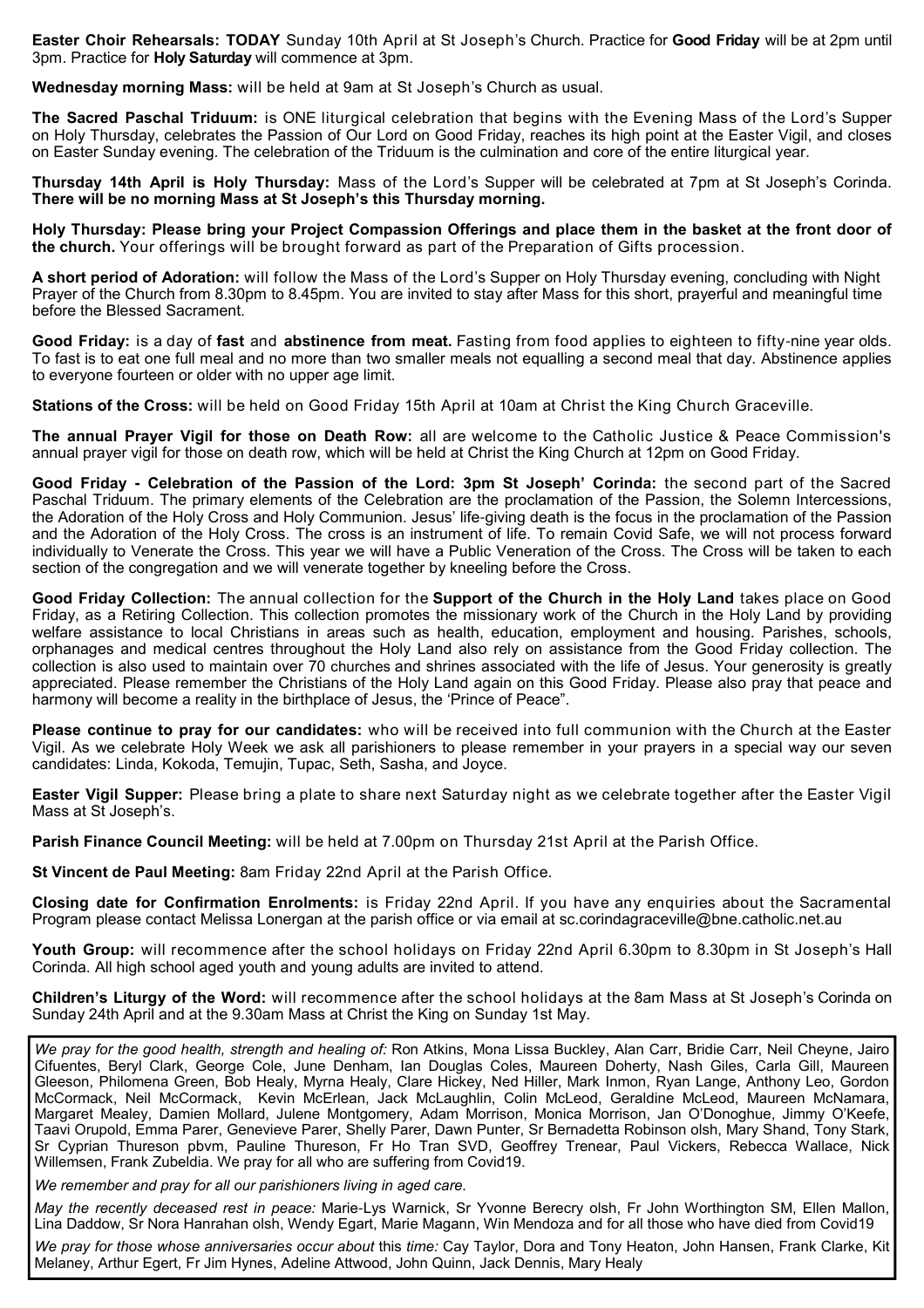**Easter Choir Rehearsals: TODAY** Sunday 10th April at St Joseph's Church. Practice for **Good Friday** will be at 2pm until 3pm. Practice for **Holy Saturday** will commence at 3pm.

**Wednesday morning Mass:** will be held at 9am at St Joseph's Church as usual.

**The Sacred Paschal Triduum:** is ONE liturgical celebration that begins with the Evening Mass of the Lord's Supper on Holy Thursday, celebrates the Passion of Our Lord on Good Friday, reaches its high point at the Easter Vigil, and closes on Easter Sunday evening. The celebration of the Triduum is the culmination and core of the entire liturgical year.

**Thursday 14th April is Holy Thursday:** Mass of the Lord's Supper will be celebrated at 7pm at St Joseph's Corinda. **There will be no morning Mass at St Joseph's this Thursday morning.**

**Holy Thursday: Please bring your Project Compassion Offerings and place them in the basket at the front door of the church.** Your offerings will be brought forward as part of the Preparation of Gifts procession.

**A short period of Adoration:** will follow the Mass of the Lord's Supper on Holy Thursday evening, concluding with Night Prayer of the Church from 8.30pm to 8.45pm. You are invited to stay after Mass for this short, prayerful and meaningful time before the Blessed Sacrament.

**Good Friday:** is a day of **fast** and **abstinence from meat.** Fasting from food applies to eighteen to fifty-nine year olds. To fast is to eat one full meal and no more than two smaller meals not equalling a second meal that day. Abstinence applies to everyone fourteen or older with no upper age limit.

**Stations of the Cross:** will be held on Good Friday 15th April at 10am at Christ the King Church Graceville.

**The annual Prayer Vigil for those on Death Row:** all are welcome to the Catholic Justice & Peace Commission's annual prayer vigil for those on death row, which will be held at Christ the King Church at 12pm on Good Friday.

**Good Friday - Celebration of the Passion of the Lord: 3pm St Joseph' Corinda:** the second part of the Sacred Paschal Triduum. The primary elements of the Celebration are the proclamation of the Passion, the Solemn Intercessions, the Adoration of the Holy Cross and Holy Communion. Jesus' life-giving death is the focus in the proclamation of the Passion and the Adoration of the Holy Cross. The cross is an instrument of life. To remain Covid Safe, we will not process forward individually to Venerate the Cross. This year we will have a Public Veneration of the Cross. The Cross will be taken to each section of the congregation and we will venerate together by kneeling before the Cross.

**Good Friday Collection:** The annual collection for the **Support of the Church in the Holy Land** takes place on Good Friday, as a Retiring Collection. This collection promotes the missionary work of the Church in the Holy Land by providing welfare assistance to local Christians in areas such as health, education, employment and housing. Parishes, schools, orphanages and medical centres throughout the Holy Land also rely on assistance from the Good Friday collection. The collection is also used to maintain over 70 churches and shrines associated with the life of Jesus. Your generosity is greatly appreciated. Please remember the Christians of the Holy Land again on this Good Friday. Please also pray that peace and harmony will become a reality in the birthplace of Jesus, the 'Prince of Peace".

**Please continue to pray for our candidates:** who will be received into full communion with the Church at the Easter Vigil. As we celebrate Holy Week we ask all parishioners to please remember in your prayers in a special way our seven candidates: Linda, Kokoda, Temujin, Tupac, Seth, Sasha, and Joyce.

**Easter Vigil Supper:** Please bring a plate to share next Saturday night as we celebrate together after the Easter Vigil Mass at St Joseph's.

**Parish Finance Council Meeting:** will be held at 7.00pm on Thursday 21st April at the Parish Office.

**St Vincent de Paul Meeting:** 8am Friday 22nd April at the Parish Office.

**Closing date for Confirmation Enrolments:** is Friday 22nd April. If you have any enquiries about the Sacramental Program please contact Melissa Lonergan at the parish office or via email at sc.corindagraceville@bne.catholic.net.au

**Youth Group:** will recommence after the school holidays on Friday 22nd April 6.30pm to 8.30pm in St Joseph's Hall Corinda. All high school aged youth and young adults are invited to attend.

**Children's Liturgy of the Word:** will recommence after the school holidays at the 8am Mass at St Joseph's Corinda on Sunday 24th April and at the 9.30am Mass at Christ the King on Sunday 1st May.

*We pray for the good health, strength and healing of:* Ron Atkins, Mona Lissa Buckley, Alan Carr, Bridie Carr, Neil Cheyne, Jairo Cifuentes, Beryl Clark, George Cole, June Denham, Ian Douglas Coles, Maureen Doherty, Nash Giles, Carla Gill, Maureen Gleeson, Philomena Green, Bob Healy, Myrna Healy, Clare Hickey, Ned Hiller, Mark Inmon, Ryan Lange, Anthony Leo, Gordon McCormack, Neil McCormack, Kevin McErlean, Jack McLaughlin, Colin McLeod, Geraldine McLeod, Maureen McNamara, Margaret Mealey, Damien Mollard, Julene Montgomery, Adam Morrison, Monica Morrison, Jan O'Donoghue, Jimmy O'Keefe, Taavi Orupold, Emma Parer, Genevieve Parer, Shelly Parer, Dawn Punter, Sr Bernadetta Robinson olsh, Mary Shand, Tony Stark, Sr Cyprian Thureson pbvm, Pauline Thureson, Fr Ho Tran SVD, Geoffrey Trenear, Paul Vickers, Rebecca Wallace, Nick Willemsen, Frank Zubeldia. We pray for all who are suffering from Covid19.

*We remember and pray for all our parishioners living in aged care.*

*May the recently deceased rest in peace:* Marie-Lys Warnick, Sr Yvonne Berecry olsh, Fr John Worthington SM, Ellen Mallon, Lina Daddow, Sr Nora Hanrahan olsh, Wendy Egart, Marie Magann, Win Mendoza and for all those who have died from Covid19

*We pray for those whose anniversaries occur about this time:* Cay Taylor, Dora and Tony Heaton, John Hansen, Frank Clarke, Kit Melaney, Arthur Egert, Fr Jim Hynes, Adeline Attwood, John Quinn, Jack Dennis, Mary Healy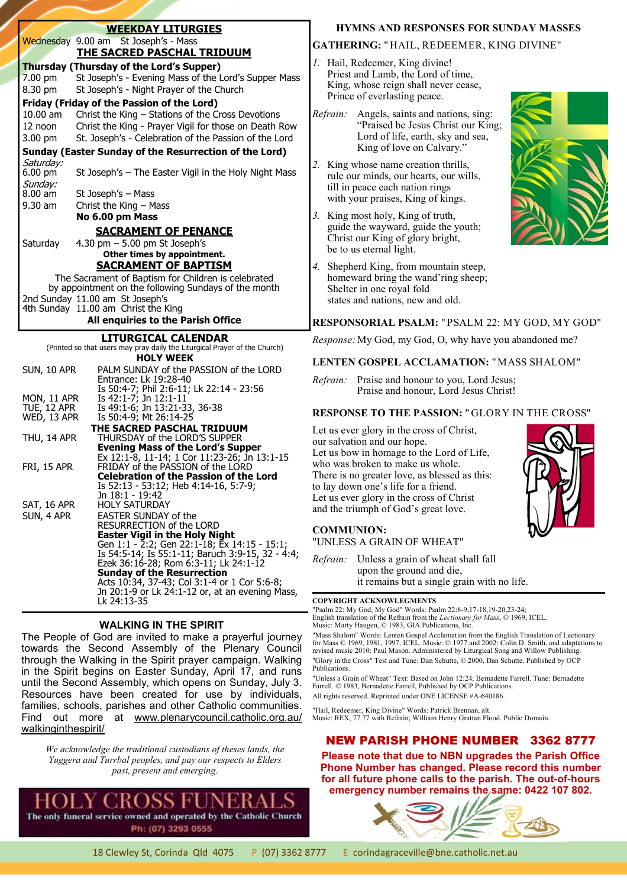## WEEKDAY LITURGIES

Wednesday 9.00 am St Joseph's - Mass

### THE SACRED PASCHAL TRIDUUM

**Thursday (Thursday of the Lord's Supper)**

7.00 pm St Joseph's - Evening Mass of the Lord's Supper Mass
8.30 pm St Joseph's - Night Prayer of the Church

**Friday (Friday of the Passion of the Lord)**

10.00 am Christ the King – Stations of the Cross Devotions
12 noon Christ the King - Prayer Vigil for those on Death Row
3.00 pm St. Joseph's - Celebration of the Passion of the Lord

**Sunday (Easter Sunday of the Resurrection of the Lord)**

*Saturday:*
6.00 pm St Joseph's – The Easter Vigil in the Holy Night Mass

*Sunday:*
8.00 am St Joseph's – Mass
9.30 am Christ the King – Mass

**No 6.00 pm Mass**

### SACRAMENT OF PENANCE

Saturday 4.30 pm – 5.00 pm St Joseph's

**Other times by appointment.**

### SACRAMENT OF BAPTISM

The Sacrament of Baptism for Children is celebrated by appointment on the following Sundays of the month

2nd Sunday 11.00 am St Joseph's
4th Sunday 11.00 am Christ the King

**All enquiries to the Parish Office**

## LITURGICAL CALENDAR

(Printed so that users may pray daily the Liturgical Prayer of the Church)

### HOLY WEEK

| | |
|---|---|
| SUN, 10 APR | PALM SUNDAY of the PASSION of the LORD<br>Entrance: Lk 19:28-40<br>Is 50:4-7; Phil 2:6-11; Lk 22:14 - 23:56 |
| MON, 11 APR | Is 42:1-7; Jn 12:1-11 |
| TUE, 12 APR | Is 49:1-6; Jn 13:21-33, 36-38 |
| WED, 13 APR | Is 50:4-9; Mt 26:14-25 |
| | **THE SACRED PASCHAL TRIDUUM** |
| THU, 14 APR | THURSDAY of the LORD'S SUPPER<br>**Evening Mass of the Lord's Supper**<br>Ex 12:1-8, 11-14; 1 Cor 11:23-26; Jn 13:1-15 |
| FRI, 15 APR | FRIDAY of the PASSION of the LORD<br>**Celebration of the Passion of the Lord**<br>Is 52:13 - 53:12; Heb 4:14-16, 5:7-9; Jn 18:1 - 19:42 |
| SAT, 16 APR | HOLY SATURDAY |
| SUN, 4 APR | EASTER SUNDAY of the RESURRECTION of the LORD<br>**Easter Vigil in the Holy Night**<br>Gen 1:1 - 2:2; Gen 22:1-18; Ex 14:15 - 15:1; Is 54:5-14; Is 55:1-11; Baruch 3:9-15, 32 - 4:4; Ezek 36:16-28; Rom 6:3-11; Lk 24:1-12<br>**Sunday of the Resurrection**<br>Acts 10:34, 37-43; Col 3:1-4 or 1 Cor 5:6-8; Jn 20:1-9 or Lk 24:1-12 or, at an evening Mass, Lk 24:13-35 |

## WALKING IN THE SPIRIT

The People of God are invited to make a prayerful journey towards the Second Assembly of the Plenary Council through the Walking in the Spirit prayer campaign. Walking in the Spirit begins on Easter Sunday, April 17, and runs until the Second Assembly, which opens on Sunday, July 3. Resources have been created for use by individuals, families, schools, parishes and other Catholic communities. Find out more at www.plenarycouncil.catholic.org.au/walkinginthespirit/

*We acknowledge the traditional custodians of theses lands, the Yuggera and Turrbal peoples, and pay our respects to Elders past, present and emerging.*

**HOLY CROSS FUNERALS**
The only funeral service owned and operated by the Catholic Church
Ph: (07) 3293 0555

## HYMNS AND RESPONSES FOR SUNDAY MASSES

**GATHERING:** "HAIL, REDEEMER, KING DIVINE"

1. Hail, Redeemer, King divine!
Priest and Lamb, the Lord of time,
King, whose reign shall never cease,
Prince of everlasting peace.

*Refrain:* Angels, saints and nations, sing:
"Praised be Jesus Christ our King;
Lord of life, earth, sky and sea,
King of love on Calvary."

2. King whose name creation thrills,
rule our minds, our hearts, our wills,
till in peace each nation rings
with your praises, King of kings.

3. King most holy, King of truth,
guide the wayward, guide the youth;
Christ our King of glory bright,
be to us eternal light.

4. Shepherd King, from mountain steep,
homeward bring the wand'ring sheep;
Shelter in one royal fold
states and nations, new and old.

**RESPONSORIAL PSALM:** "PSALM 22: MY GOD, MY GOD"

*Response:* My God, my God, O, why have you abandoned me?

**LENTEN GOSPEL ACCLAMATION:** "MASS SHALOM"

*Refrain:* Praise and honour to you, Lord Jesus;
Praise and honour, Lord Jesus Christ!

**RESPONSE TO THE PASSION:** "GLORY IN THE CROSS"

Let us ever glory in the cross of Christ,
our salvation and our hope.
Let us bow in homage to the Lord of Life,
who was broken to make us whole.
There is no greater love, as blessed as this:
to lay down one's life for a friend.
Let us ever glory in the cross of Christ
and the triumph of God's great love.

**COMMUNION:**
"UNLESS A GRAIN OF WHEAT"

*Refrain:* Unless a grain of wheat shall fall
upon the ground and die,
it remains but a single grain with no life.

**COPYRIGHT ACKNOWLEGMENTS**

"Psalm 22: My God, My God" Words: Psalm 22:8-9,17-18,19-20,23-24; English translation of the Refrain from the English Translation of the *Lectionary for Mass*, © 1969, ICEL. Music: Marty Haugen, © 1983, GIA Publications, Inc.

"Mass Shalom" Words: Lenten Gospel Acclamation from the English Translation of Lectionary for Mass © 1969, 1981, 1997, ICEL. Music: © 1977 and 2002: Colin D. Smith, and adaptations to revised music 2010: Paul Mason. Administered by Liturgical Song and Willow Publishing.

"Glory in the Cross" Test and Tune: Dan Schutte, © 2000, Dan Schutte. Published by OCP Publications.

"Unless a Grain of Wheat" Text: Based on John 12:24; Bernadette Farrell. Tune: Bernadette Farrell. © 1983, Bernadette Farrell, Published by OCP Publications.

All rights reserved. Reprinted under ONE LICENSE #A-640186.

"Hail, Redeemer, King Divine" Words: Patrick Brennan, alt. Music: REX, 77 77 with Refrain; William Henry Grattan Flood. Public Domain.

## NEW PARISH PHONE NUMBER 3362 8777

**Please note that due to NBN upgrades the Parish Office Phone Number has changed. Please record this number for all future phone calls to the parish. The out-of-hours emergency number remains the same: 0422 107 802.**

18 Clewley St, Corinda Qld 4075 P (07) 3362 8777 E corindagraceville@bne.catholic.net.au